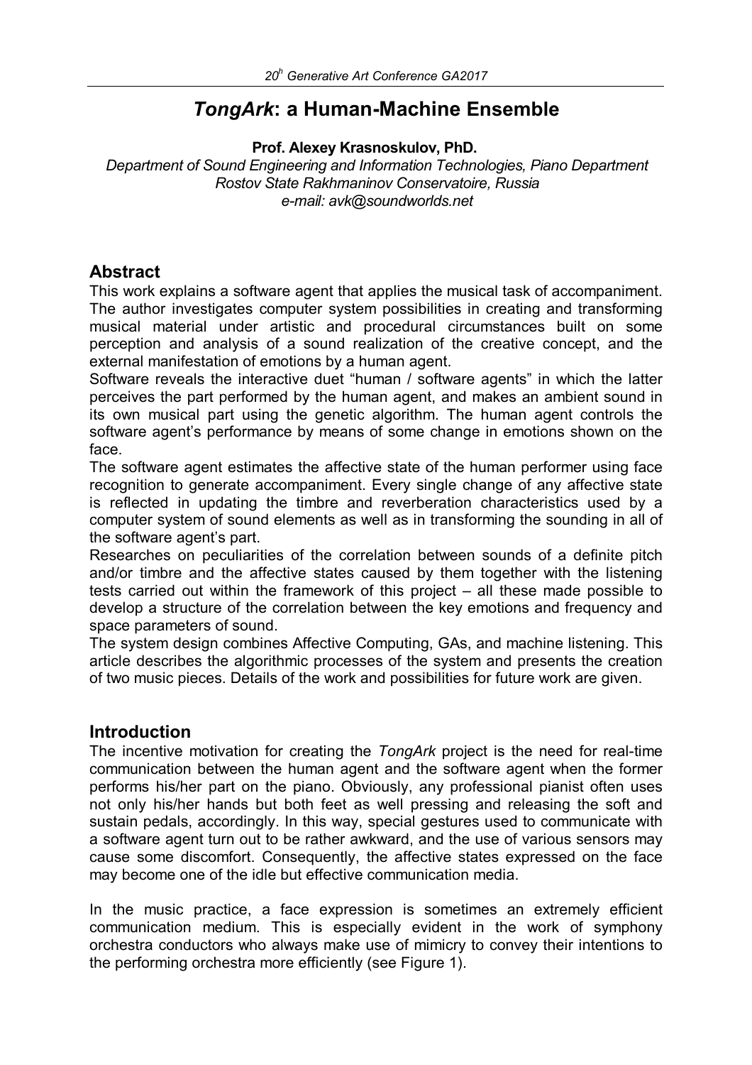# *TongArk*: a Human-Machine Ensemble

**Prof. Alexey Krasnoskulov, PhD.**

*Department of Sound Engineering and Information Technologies, Piano Department*
*Rostov State Rakhmaninov Conservatoire, Russia*
*e-mail: avk@soundworlds.net*

## Abstract

This work explains a software agent that applies the musical task of accompaniment. The author investigates computer system possibilities in creating and transforming musical material under artistic and procedural circumstances built on some perception and analysis of a sound realization of the creative concept, and the external manifestation of emotions by a human agent.

Software reveals the interactive duet "human / software agents" in which the latter perceives the part performed by the human agent, and makes an ambient sound in its own musical part using the genetic algorithm. The human agent controls the software agent's performance by means of some change in emotions shown on the face.

The software agent estimates the affective state of the human performer using face recognition to generate accompaniment. Every single change of any affective state is reflected in updating the timbre and reverberation characteristics used by a computer system of sound elements as well as in transforming the sounding in all of the software agent's part.

Researches on peculiarities of the correlation between sounds of a definite pitch and/or timbre and the affective states caused by them together with the listening tests carried out within the framework of this project – all these made possible to develop a structure of the correlation between the key emotions and frequency and space parameters of sound.

The system design combines Affective Computing, GAs, and machine listening. This article describes the algorithmic processes of the system and presents the creation of two music pieces. Details of the work and possibilities for future work are given.

## Introduction

The incentive motivation for creating the *TongArk* project is the need for real-time communication between the human agent and the software agent when the former performs his/her part on the piano. Obviously, any professional pianist often uses not only his/her hands but both feet as well pressing and releasing the soft and sustain pedals, accordingly. In this way, special gestures used to communicate with a software agent turn out to be rather awkward, and the use of various sensors may cause some discomfort. Consequently, the affective states expressed on the face may become one of the idle but effective communication media.

In the music practice, a face expression is sometimes an extremely efficient communication medium. This is especially evident in the work of symphony orchestra conductors who always make use of mimicry to convey their intentions to the performing orchestra more efficiently (see Figure 1).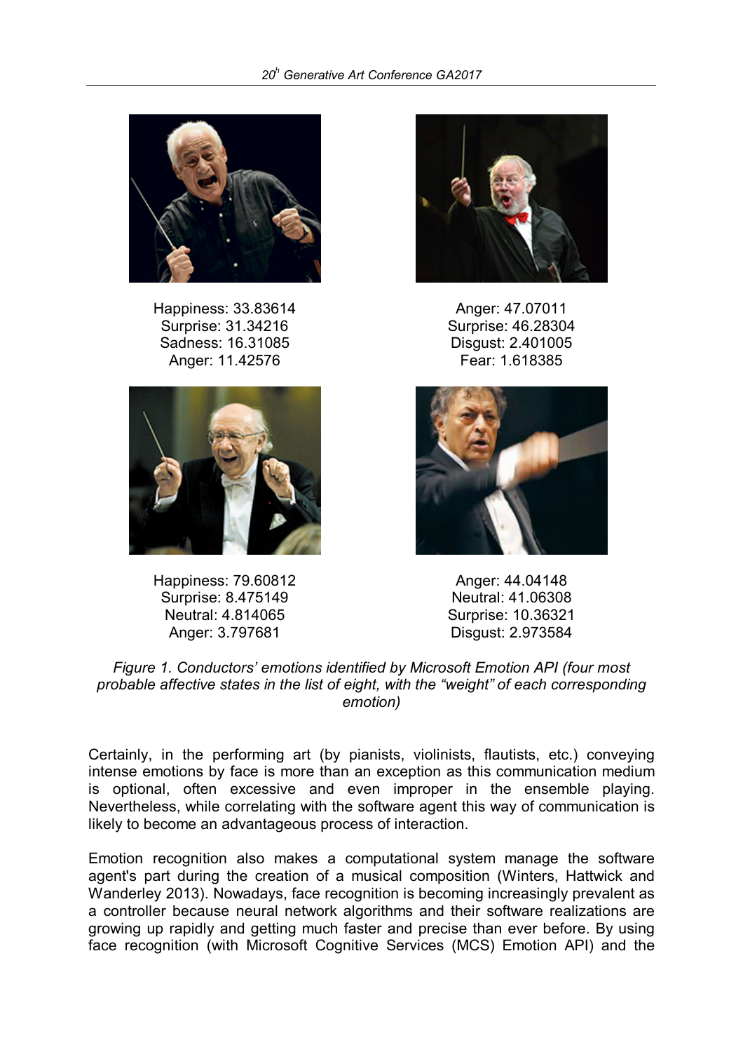Happiness: 33.83614
Surprise: 31.34216
Sadness: 16.31085
Anger: 11.42576

Anger: 47.07011
Surprise: 46.28304
Disgust: 2.401005
Fear: 1.618385

Happiness: 79.60812
Surprise: 8.475149
Neutral: 4.814065
Anger: 3.797681

Anger: 44.04148
Neutral: 41.06308
Surprise: 10.36321
Disgust: 2.973584

*Figure 1. Conductors' emotions identified by Microsoft Emotion API (four most probable affective states in the list of eight, with the "weight" of each corresponding emotion)*

Certainly, in the performing art (by pianists, violinists, flautists, etc.) conveying intense emotions by face is more than an exception as this communication medium is optional, often excessive and even improper in the ensemble playing. Nevertheless, while correlating with the software agent this way of communication is likely to become an advantageous process of interaction.

Emotion recognition also makes a computational system manage the software agent's part during the creation of a musical composition (Winters, Hattwick and Wanderley 2013). Nowadays, face recognition is becoming increasingly prevalent as a controller because neural network algorithms and their software realizations are growing up rapidly and getting much faster and precise than ever before. By using face recognition (with Microsoft Cognitive Services (MCS) Emotion API) and the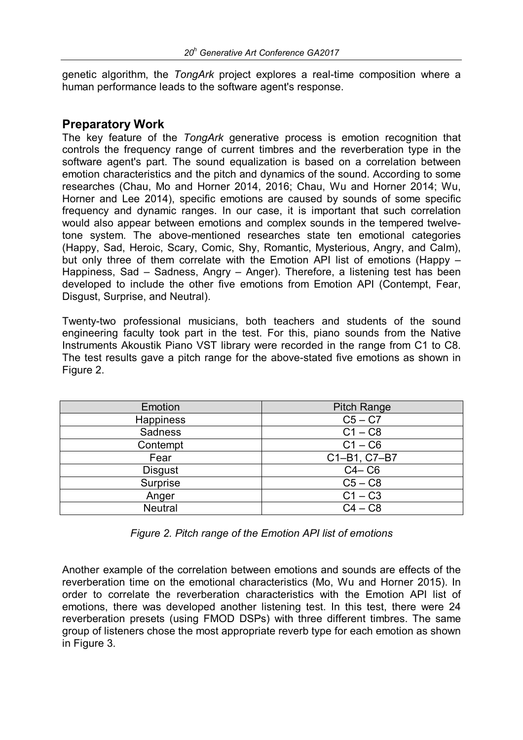genetic algorithm, the *TongArk* project explores a real-time composition where a human performance leads to the software agent's response.

## Preparatory Work

The key feature of the *TongArk* generative process is emotion recognition that controls the frequency range of current timbres and the reverberation type in the software agent's part. The sound equalization is based on a correlation between emotion characteristics and the pitch and dynamics of the sound. According to some researches (Chau, Mo and Horner 2014, 2016; Chau, Wu and Horner 2014; Wu, Horner and Lee 2014), specific emotions are caused by sounds of some specific frequency and dynamic ranges. In our case, it is important that such correlation would also appear between emotions and complex sounds in the tempered twelve-tone system. The above-mentioned researches state ten emotional categories (Happy, Sad, Heroic, Scary, Comic, Shy, Romantic, Mysterious, Angry, and Calm), but only three of them correlate with the Emotion API list of emotions (Happy – Happiness, Sad – Sadness, Angry – Anger). Therefore, a listening test has been developed to include the other five emotions from Emotion API (Contempt, Fear, Disgust, Surprise, and Neutral).

Twenty-two professional musicians, both teachers and students of the sound engineering faculty took part in the test. For this, piano sounds from the Native Instruments Akoustik Piano VST library were recorded in the range from C1 to C8. The test results gave a pitch range for the above-stated five emotions as shown in Figure 2.

| Emotion | Pitch Range |
|---|---|
| Happiness | C5 – C7 |
| Sadness | C1 – C8 |
| Contempt | C1 – C6 |
| Fear | C1–B1, C7–B7 |
| Disgust | C4– C6 |
| Surprise | C5 – C8 |
| Anger | C1 – C3 |
| Neutral | C4 – C8 |

*Figure 2. Pitch range of the Emotion API list of emotions*

Another example of the correlation between emotions and sounds are effects of the reverberation time on the emotional characteristics (Mo, Wu and Horner 2015). In order to correlate the reverberation characteristics with the Emotion API list of emotions, there was developed another listening test. In this test, there were 24 reverberation presets (using FMOD DSPs) with three different timbres. The same group of listeners chose the most appropriate reverb type for each emotion as shown in Figure 3.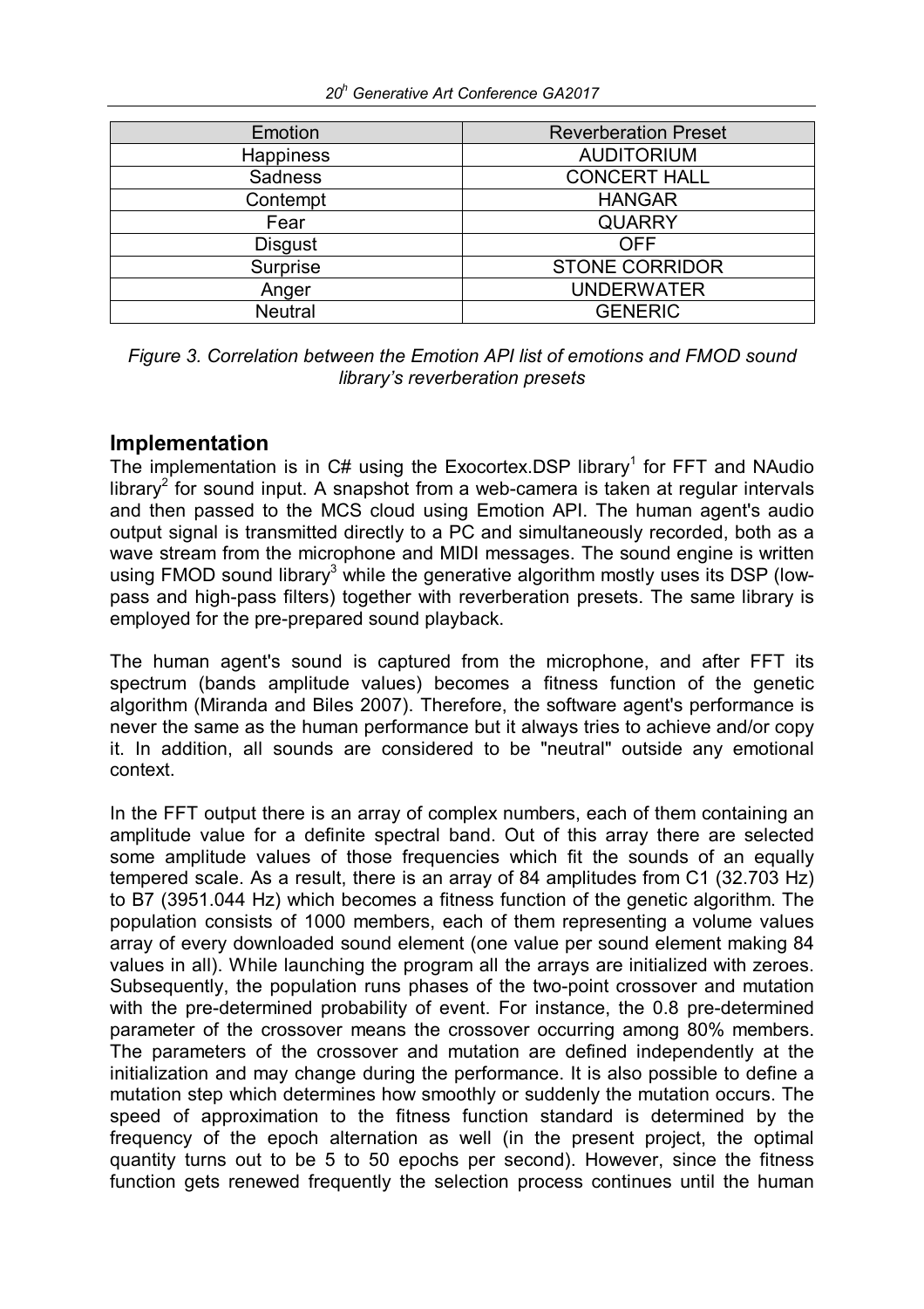| Emotion | Reverberation Preset |
|---|---|
| Happiness | AUDITORIUM |
| Sadness | CONCERT HALL |
| Contempt | HANGAR |
| Fear | QUARRY |
| Disgust | OFF |
| Surprise | STONE CORRIDOR |
| Anger | UNDERWATER |
| Neutral | GENERIC |

*Figure 3. Correlation between the Emotion API list of emotions and FMOD sound library's reverberation presets*

## Implementation

The implementation is in C# using the Exocortex.DSP library[1] for FFT and NAudio library[2] for sound input. A snapshot from a web-camera is taken at regular intervals and then passed to the MCS cloud using Emotion API. The human agent's audio output signal is transmitted directly to a PC and simultaneously recorded, both as a wave stream from the microphone and MIDI messages. The sound engine is written using FMOD sound library[3] while the generative algorithm mostly uses its DSP (low-pass and high-pass filters) together with reverberation presets. The same library is employed for the pre-prepared sound playback.

The human agent's sound is captured from the microphone, and after FFT its spectrum (bands amplitude values) becomes a fitness function of the genetic algorithm (Miranda and Biles 2007). Therefore, the software agent's performance is never the same as the human performance but it always tries to achieve and/or copy it. In addition, all sounds are considered to be "neutral" outside any emotional context.

In the FFT output there is an array of complex numbers, each of them containing an amplitude value for a definite spectral band. Out of this array there are selected some amplitude values of those frequencies which fit the sounds of an equally tempered scale. As a result, there is an array of 84 amplitudes from C1 (32.703 Hz) to B7 (3951.044 Hz) which becomes a fitness function of the genetic algorithm. The population consists of 1000 members, each of them representing a volume values array of every downloaded sound element (one value per sound element making 84 values in all). While launching the program all the arrays are initialized with zeroes. Subsequently, the population runs phases of the two-point crossover and mutation with the pre-determined probability of event. For instance, the 0.8 pre-determined parameter of the crossover means the crossover occurring among 80% members. The parameters of the crossover and mutation are defined independently at the initialization and may change during the performance. It is also possible to define a mutation step which determines how smoothly or suddenly the mutation occurs. The speed of approximation to the fitness function standard is determined by the frequency of the epoch alternation as well (in the present project, the optimal quantity turns out to be 5 to 50 epochs per second). However, since the fitness function gets renewed frequently the selection process continues until the human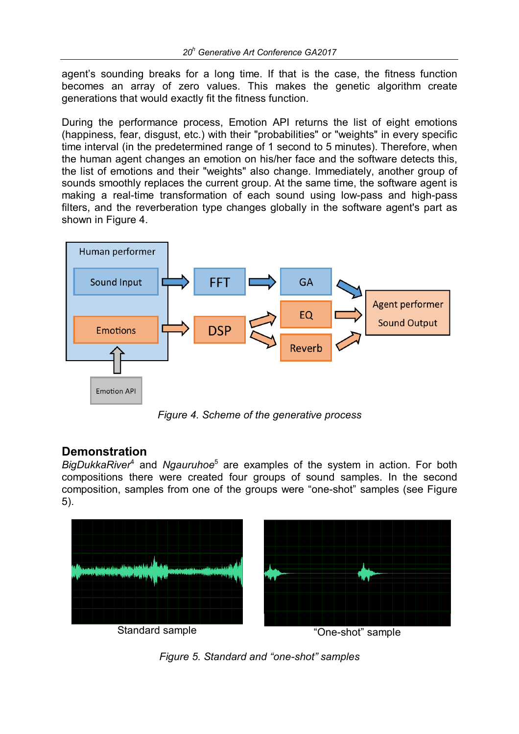agent's sounding breaks for a long time. If that is the case, the fitness function becomes an array of zero values. This makes the genetic algorithm create generations that would exactly fit the fitness function.

During the performance process, Emotion API returns the list of eight emotions (happiness, fear, disgust, etc.) with their "probabilities" or "weights" in every specific time interval (in the predetermined range of 1 second to 5 minutes). Therefore, when the human agent changes an emotion on his/her face and the software detects this, the list of emotions and their "weights" also change. Immediately, another group of sounds smoothly replaces the current group. At the same time, the software agent is making a real-time transformation of each sound using low-pass and high-pass filters, and the reverberation type changes globally in the software agent's part as shown in Figure 4.

Human performer

Sound Input

Emotions

Emotion API

FFT

DSP

GA

EQ

Reverb

Agent performer

Sound Output

*Figure 4. Scheme of the generative process*

## Demonstration

*BigDukkaRiver*[4] and *Ngauruhoe*[5] are examples of the system in action. For both compositions there were created four groups of sound samples. In the second composition, samples from one of the groups were "one-shot" samples (see Figure 5).

Standard sample

"One-shot" sample

*Figure 5. Standard and "one-shot" samples*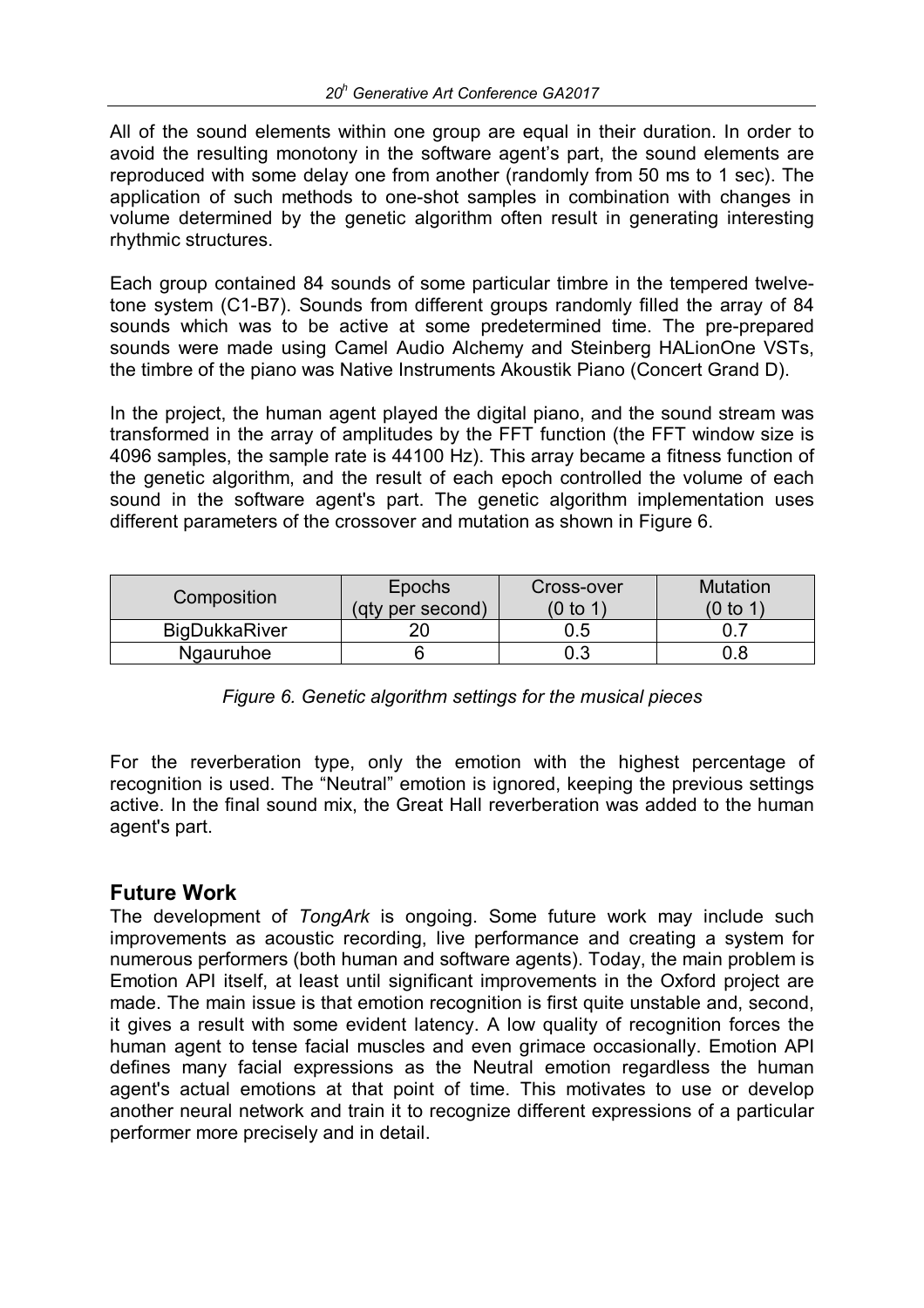All of the sound elements within one group are equal in their duration. In order to avoid the resulting monotony in the software agent's part, the sound elements are reproduced with some delay one from another (randomly from 50 ms to 1 sec). The application of such methods to one-shot samples in combination with changes in volume determined by the genetic algorithm often result in generating interesting rhythmic structures.

Each group contained 84 sounds of some particular timbre in the tempered twelve-tone system (C1-B7). Sounds from different groups randomly filled the array of 84 sounds which was to be active at some predetermined time. The pre-prepared sounds were made using Camel Audio Alchemy and Steinberg HALionOne VSTs, the timbre of the piano was Native Instruments Akoustik Piano (Concert Grand D).

In the project, the human agent played the digital piano, and the sound stream was transformed in the array of amplitudes by the FFT function (the FFT window size is 4096 samples, the sample rate is 44100 Hz). This array became a fitness function of the genetic algorithm, and the result of each epoch controlled the volume of each sound in the software agent's part. The genetic algorithm implementation uses different parameters of the crossover and mutation as shown in Figure 6.

| Composition | Epochs (qty per second) | Cross-over (0 to 1) | Mutation (0 to 1) |
|---|---|---|---|
| BigDukkaRiver | 20 | 0.5 | 0.7 |
| Ngauruhoe | 6 | 0.3 | 0.8 |

*Figure 6. Genetic algorithm settings for the musical pieces*

For the reverberation type, only the emotion with the highest percentage of recognition is used. The "Neutral" emotion is ignored, keeping the previous settings active. In the final sound mix, the Great Hall reverberation was added to the human agent's part.

## Future Work

The development of *TongArk* is ongoing. Some future work may include such improvements as acoustic recording, live performance and creating a system for numerous performers (both human and software agents). Today, the main problem is Emotion API itself, at least until significant improvements in the Oxford project are made. The main issue is that emotion recognition is first quite unstable and, second, it gives a result with some evident latency. A low quality of recognition forces the human agent to tense facial muscles and even grimace occasionally. Emotion API defines many facial expressions as the Neutral emotion regardless the human agent's actual emotions at that point of time. This motivates to use or develop another neural network and train it to recognize different expressions of a particular performer more precisely and in detail.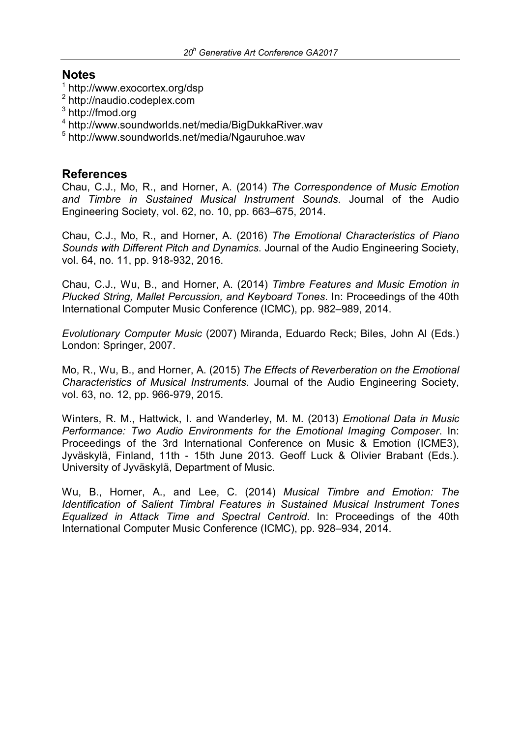## Notes

[1] http://www.exocortex.org/dsp

[2] http://naudio.codeplex.com

[3] http://fmod.org

[4] http://www.soundworlds.net/media/BigDukkaRiver.wav

[5] http://www.soundworlds.net/media/Ngauruhoe.wav

## References

Chau, C.J., Mo, R., and Horner, A. (2014) *The Correspondence of Music Emotion and Timbre in Sustained Musical Instrument Sounds*. Journal of the Audio Engineering Society, vol. 62, no. 10, pp. 663–675, 2014.

Chau, C.J., Mo, R., and Horner, A. (2016) *The Emotional Characteristics of Piano Sounds with Different Pitch and Dynamics*. Journal of the Audio Engineering Society, vol. 64, no. 11, pp. 918-932, 2016.

Chau, C.J., Wu, B., and Horner, A. (2014) *Timbre Features and Music Emotion in Plucked String, Mallet Percussion, and Keyboard Tones*. In: Proceedings of the 40th International Computer Music Conference (ICMC), pp. 982–989, 2014.

*Evolutionary Computer Music* (2007) Miranda, Eduardo Reck; Biles, John Al (Eds.) London: Springer, 2007.

Mo, R., Wu, B., and Horner, A. (2015) *The Effects of Reverberation on the Emotional Characteristics of Musical Instruments*. Journal of the Audio Engineering Society, vol. 63, no. 12, pp. 966-979, 2015.

Winters, R. M., Hattwick, I. and Wanderley, M. M. (2013) *Emotional Data in Music Performance: Two Audio Environments for the Emotional Imaging Composer*. In: Proceedings of the 3rd International Conference on Music & Emotion (ICME3), Jyväskylä, Finland, 11th - 15th June 2013. Geoff Luck & Olivier Brabant (Eds.). University of Jyväskylä, Department of Music.

Wu, B., Horner, A., and Lee, C. (2014) *Musical Timbre and Emotion: The Identification of Salient Timbral Features in Sustained Musical Instrument Tones Equalized in Attack Time and Spectral Centroid*. In: Proceedings of the 40th International Computer Music Conference (ICMC), pp. 928–934, 2014.